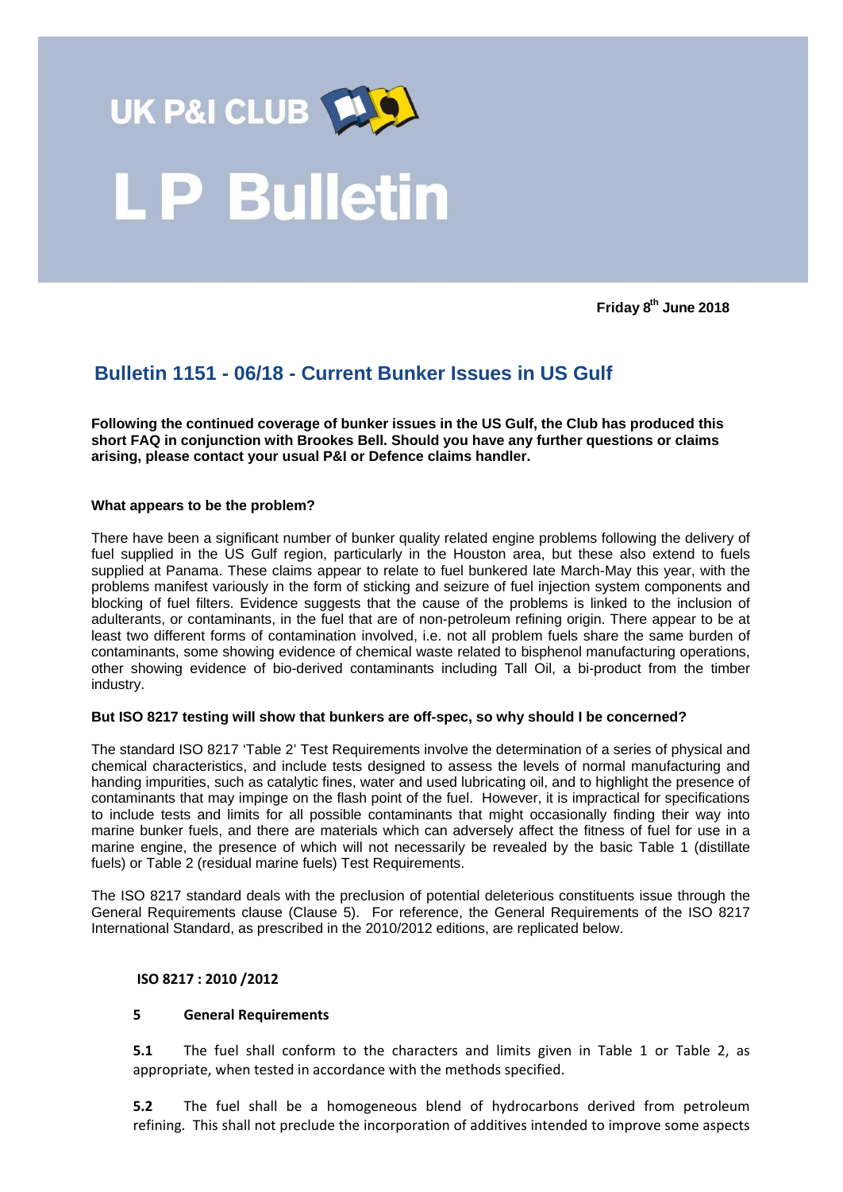# UK P&I CLUB

# L P Bulletin

**Friday 8th June 2018**

## Bulletin 1151 - 06/18 - Current Bunker Issues in US Gulf

**Following the continued coverage of bunker issues in the US Gulf, the Club has produced this short FAQ in conjunction with Brookes Bell. Should you have any further questions or claims arising, please contact your usual P&I or Defence claims handler.**

**What appears to be the problem?**

There have been a significant number of bunker quality related engine problems following the delivery of fuel supplied in the US Gulf region, particularly in the Houston area, but these also extend to fuels supplied at Panama. These claims appear to relate to fuel bunkered late March-May this year, with the problems manifest variously in the form of sticking and seizure of fuel injection system components and blocking of fuel filters. Evidence suggests that the cause of the problems is linked to the inclusion of adulterants, or contaminants, in the fuel that are of non-petroleum refining origin. There appear to be at least two different forms of contamination involved, i.e. not all problem fuels share the same burden of contaminants, some showing evidence of chemical waste related to bisphenol manufacturing operations, other showing evidence of bio-derived contaminants including Tall Oil, a bi-product from the timber industry.

**But ISO 8217 testing will show that bunkers are off-spec, so why should I be concerned?**

The standard ISO 8217 'Table 2' Test Requirements involve the determination of a series of physical and chemical characteristics, and include tests designed to assess the levels of normal manufacturing and handing impurities, such as catalytic fines, water and used lubricating oil, and to highlight the presence of contaminants that may impinge on the flash point of the fuel. However, it is impractical for specifications to include tests and limits for all possible contaminants that might occasionally finding their way into marine bunker fuels, and there are materials which can adversely affect the fitness of fuel for use in a marine engine, the presence of which will not necessarily be revealed by the basic Table 1 (distillate fuels) or Table 2 (residual marine fuels) Test Requirements.

The ISO 8217 standard deals with the preclusion of potential deleterious constituents issue through the General Requirements clause (Clause 5). For reference, the General Requirements of the ISO 8217 International Standard, as prescribed in the 2010/2012 editions, are replicated below.

**ISO 8217 : 2010 /2012**

**5 General Requirements**

**5.1** The fuel shall conform to the characters and limits given in Table 1 or Table 2, as appropriate, when tested in accordance with the methods specified.

**5.2** The fuel shall be a homogeneous blend of hydrocarbons derived from petroleum refining. This shall not preclude the incorporation of additives intended to improve some aspects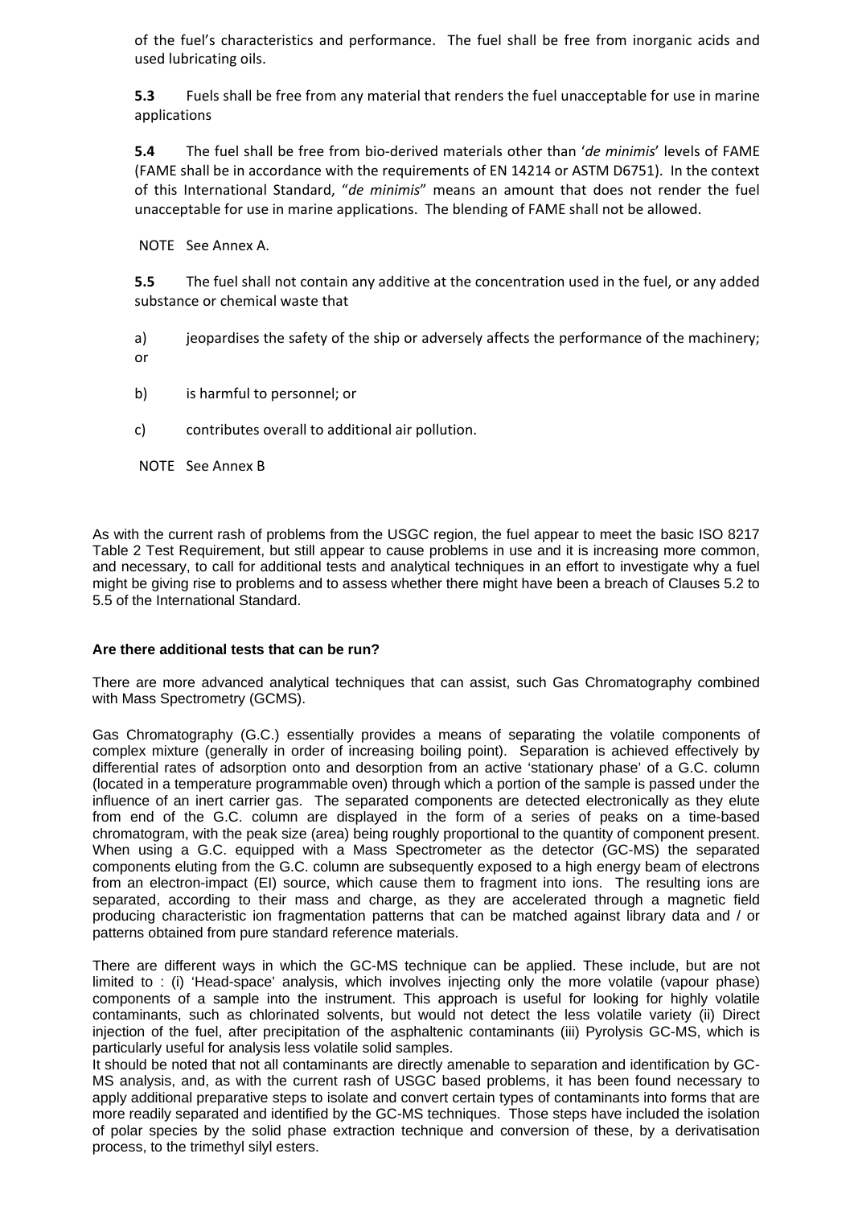of the fuel's characteristics and performance. The fuel shall be free from inorganic acids and used lubricating oils.

**5.3** Fuels shall be free from any material that renders the fuel unacceptable for use in marine applications

**5.4** The fuel shall be free from bio-derived materials other than '*de minimis*' levels of FAME (FAME shall be in accordance with the requirements of EN 14214 or ASTM D6751). In the context of this International Standard, "*de minimis*" means an amount that does not render the fuel unacceptable for use in marine applications. The blending of FAME shall not be allowed.

NOTE See Annex A.

**5.5** The fuel shall not contain any additive at the concentration used in the fuel, or any added substance or chemical waste that

a) jeopardises the safety of the ship or adversely affects the performance of the machinery; or

b) is harmful to personnel; or

c) contributes overall to additional air pollution.

NOTE See Annex B

As with the current rash of problems from the USGC region, the fuel appear to meet the basic ISO 8217 Table 2 Test Requirement, but still appear to cause problems in use and it is increasing more common, and necessary, to call for additional tests and analytical techniques in an effort to investigate why a fuel might be giving rise to problems and to assess whether there might have been a breach of Clauses 5.2 to 5.5 of the International Standard.

**Are there additional tests that can be run?**

There are more advanced analytical techniques that can assist, such Gas Chromatography combined with Mass Spectrometry (GCMS).

Gas Chromatography (G.C.) essentially provides a means of separating the volatile components of complex mixture (generally in order of increasing boiling point). Separation is achieved effectively by differential rates of adsorption onto and desorption from an active 'stationary phase' of a G.C. column (located in a temperature programmable oven) through which a portion of the sample is passed under the influence of an inert carrier gas. The separated components are detected electronically as they elute from end of the G.C. column are displayed in the form of a series of peaks on a time-based chromatogram, with the peak size (area) being roughly proportional to the quantity of component present. When using a G.C. equipped with a Mass Spectrometer as the detector (GC-MS) the separated components eluting from the G.C. column are subsequently exposed to a high energy beam of electrons from an electron-impact (EI) source, which cause them to fragment into ions. The resulting ions are separated, according to their mass and charge, as they are accelerated through a magnetic field producing characteristic ion fragmentation patterns that can be matched against library data and / or patterns obtained from pure standard reference materials.

There are different ways in which the GC-MS technique can be applied. These include, but are not limited to : (i) 'Head-space' analysis, which involves injecting only the more volatile (vapour phase) components of a sample into the instrument. This approach is useful for looking for highly volatile contaminants, such as chlorinated solvents, but would not detect the less volatile variety (ii) Direct injection of the fuel, after precipitation of the asphaltenic contaminants (iii) Pyrolysis GC-MS, which is particularly useful for analysis less volatile solid samples.

It should be noted that not all contaminants are directly amenable to separation and identification by GC-MS analysis, and, as with the current rash of USGC based problems, it has been found necessary to apply additional preparative steps to isolate and convert certain types of contaminants into forms that are more readily separated and identified by the GC-MS techniques. Those steps have included the isolation of polar species by the solid phase extraction technique and conversion of these, by a derivatisation process, to the trimethyl silyl esters.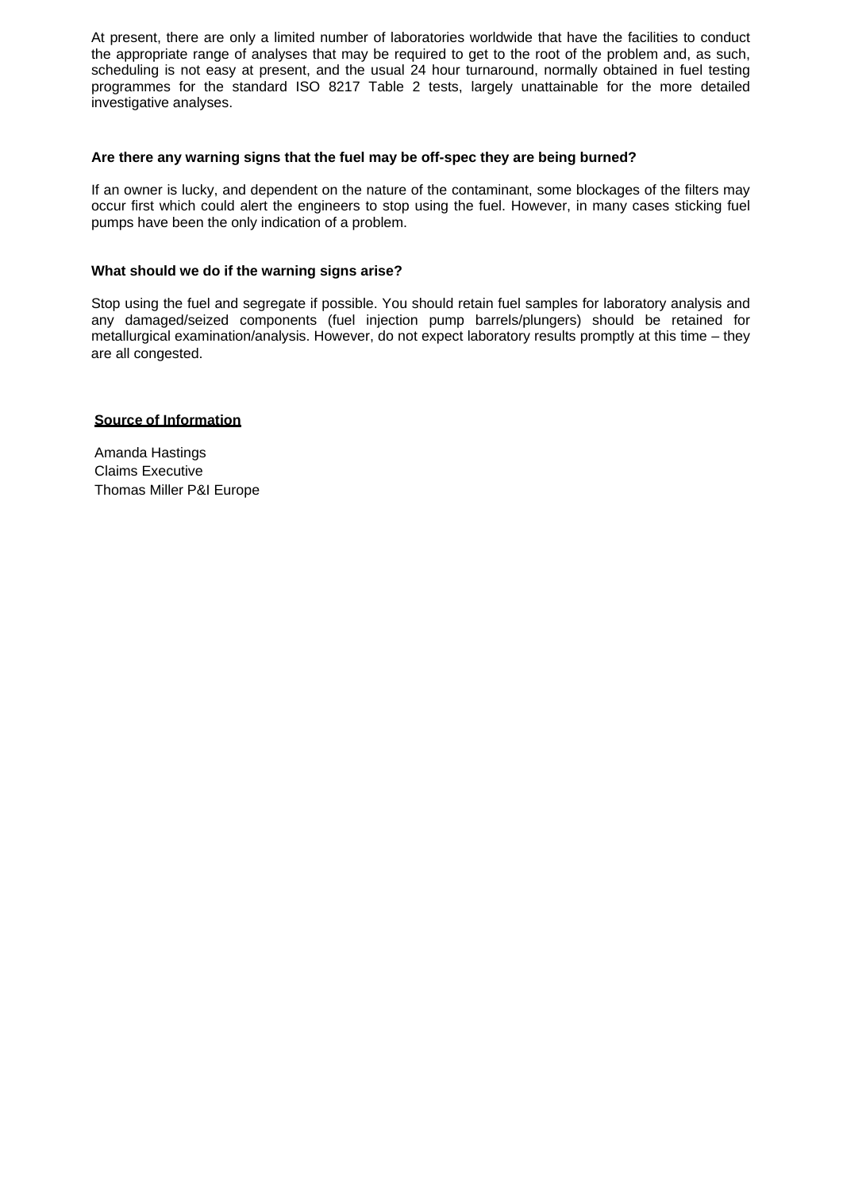At present, there are only a limited number of laboratories worldwide that have the facilities to conduct the appropriate range of analyses that may be required to get to the root of the problem and, as such, scheduling is not easy at present, and the usual 24 hour turnaround, normally obtained in fuel testing programmes for the standard ISO 8217 Table 2 tests, largely unattainable for the more detailed investigative analyses.

**Are there any warning signs that the fuel may be off-spec they are being burned?**

If an owner is lucky, and dependent on the nature of the contaminant, some blockages of the filters may occur first which could alert the engineers to stop using the fuel. However, in many cases sticking fuel pumps have been the only indication of a problem.

**What should we do if the warning signs arise?**

Stop using the fuel and segregate if possible. You should retain fuel samples for laboratory analysis and any damaged/seized components (fuel injection pump barrels/plungers) should be retained for metallurgical examination/analysis. However, do not expect laboratory results promptly at this time – they are all congested.

**Source of Information**

Amanda Hastings
Claims Executive
Thomas Miller P&I Europe